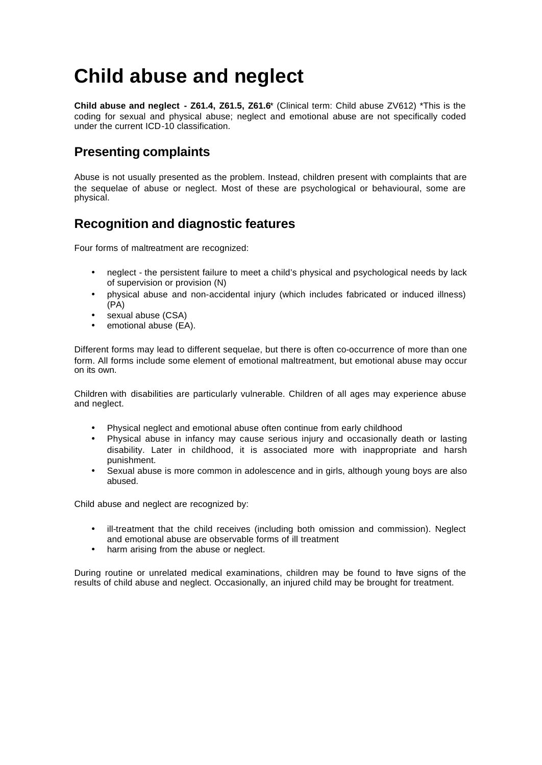# Child abuse and neglect

**Child abuse and neglect - Z61.4, Z61.5, Z61.6*** (Clinical term: Child abuse ZV612) *This is the coding for sexual and physical abuse; neglect and emotional abuse are not specifically coded under the current ICD-10 classification.

## Presenting complaints

Abuse is not usually presented as the problem. Instead, children present with complaints that are the sequelae of abuse or neglect. Most of these are psychological or behavioural, some are physical.

## Recognition and diagnostic features

Four forms of maltreatment are recognized:

- neglect - the persistent failure to meet a child's physical and psychological needs by lack of supervision or provision (N)
- physical abuse and non-accidental injury (which includes fabricated or induced illness) (PA)
- sexual abuse (CSA)
- emotional abuse (EA).

Different forms may lead to different sequelae, but there is often co-occurrence of more than one form. All forms include some element of emotional maltreatment, but emotional abuse may occur on its own.

Children with disabilities are particularly vulnerable. Children of all ages may experience abuse and neglect.

- Physical neglect and emotional abuse often continue from early childhood
- Physical abuse in infancy may cause serious injury and occasionally death or lasting disability. Later in childhood, it is associated more with inappropriate and harsh punishment.
- Sexual abuse is more common in adolescence and in girls, although young boys are also abused.

Child abuse and neglect are recognized by:

- ill-treatment that the child receives (including both omission and commission). Neglect and emotional abuse are observable forms of ill treatment
- harm arising from the abuse or neglect.

During routine or unrelated medical examinations, children may be found to have signs of the results of child abuse and neglect. Occasionally, an injured child may be brought for treatment.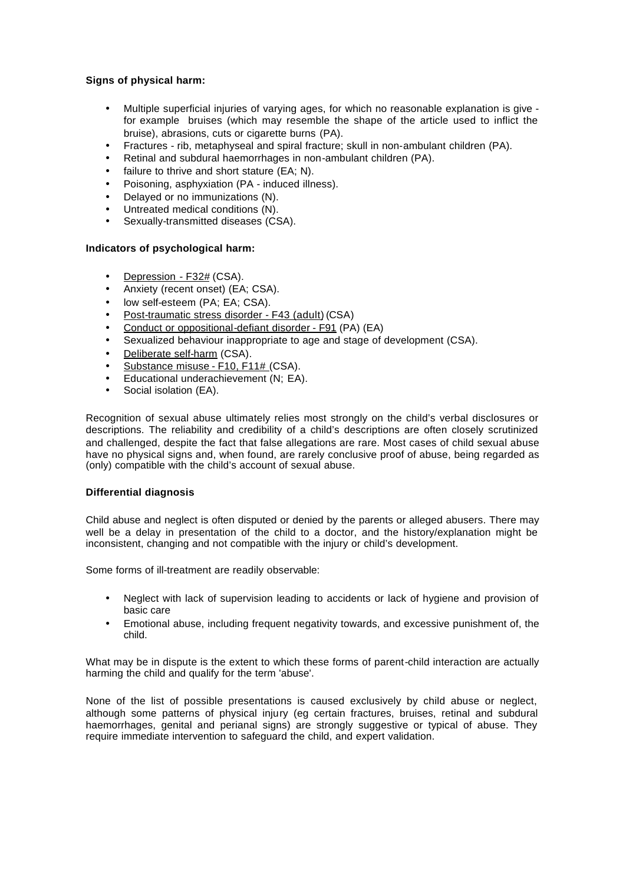**Signs of physical harm:**

- Multiple superficial injuries of varying ages, for which no reasonable explanation is give - for example bruises (which may resemble the shape of the article used to inflict the bruise), abrasions, cuts or cigarette burns (PA).
- Fractures - rib, metaphyseal and spiral fracture; skull in non-ambulant children (PA).
- Retinal and subdural haemorrhages in non-ambulant children (PA).
- failure to thrive and short stature (EA; N).
- Poisoning, asphyxiation (PA - induced illness).
- Delayed or no immunizations (N).
- Untreated medical conditions (N).
- Sexually-transmitted diseases (CSA).

**Indicators of psychological harm:**

- Depression - F32# (CSA).
- Anxiety (recent onset) (EA; CSA).
- low self-esteem (PA; EA; CSA).
- Post-traumatic stress disorder - F43 (adult) (CSA)
- Conduct or oppositional-defiant disorder - F91 (PA) (EA)
- Sexualized behaviour inappropriate to age and stage of development (CSA).
- Deliberate self-harm (CSA).
- Substance misuse - F10, F11# (CSA).
- Educational underachievement (N; EA).
- Social isolation (EA).

Recognition of sexual abuse ultimately relies most strongly on the child's verbal disclosures or descriptions. The reliability and credibility of a child's descriptions are often closely scrutinized and challenged, despite the fact that false allegations are rare. Most cases of child sexual abuse have no physical signs and, when found, are rarely conclusive proof of abuse, being regarded as (only) compatible with the child's account of sexual abuse.

**Differential diagnosis**

Child abuse and neglect is often disputed or denied by the parents or alleged abusers. There may well be a delay in presentation of the child to a doctor, and the history/explanation might be inconsistent, changing and not compatible with the injury or child's development.

Some forms of ill-treatment are readily observable:

- Neglect with lack of supervision leading to accidents or lack of hygiene and provision of basic care
- Emotional abuse, including frequent negativity towards, and excessive punishment of, the child.

What may be in dispute is the extent to which these forms of parent-child interaction are actually harming the child and qualify for the term 'abuse'.

None of the list of possible presentations is caused exclusively by child abuse or neglect, although some patterns of physical injury (eg certain fractures, bruises, retinal and subdural haemorrhages, genital and perianal signs) are strongly suggestive or typical of abuse. They require immediate intervention to safeguard the child, and expert validation.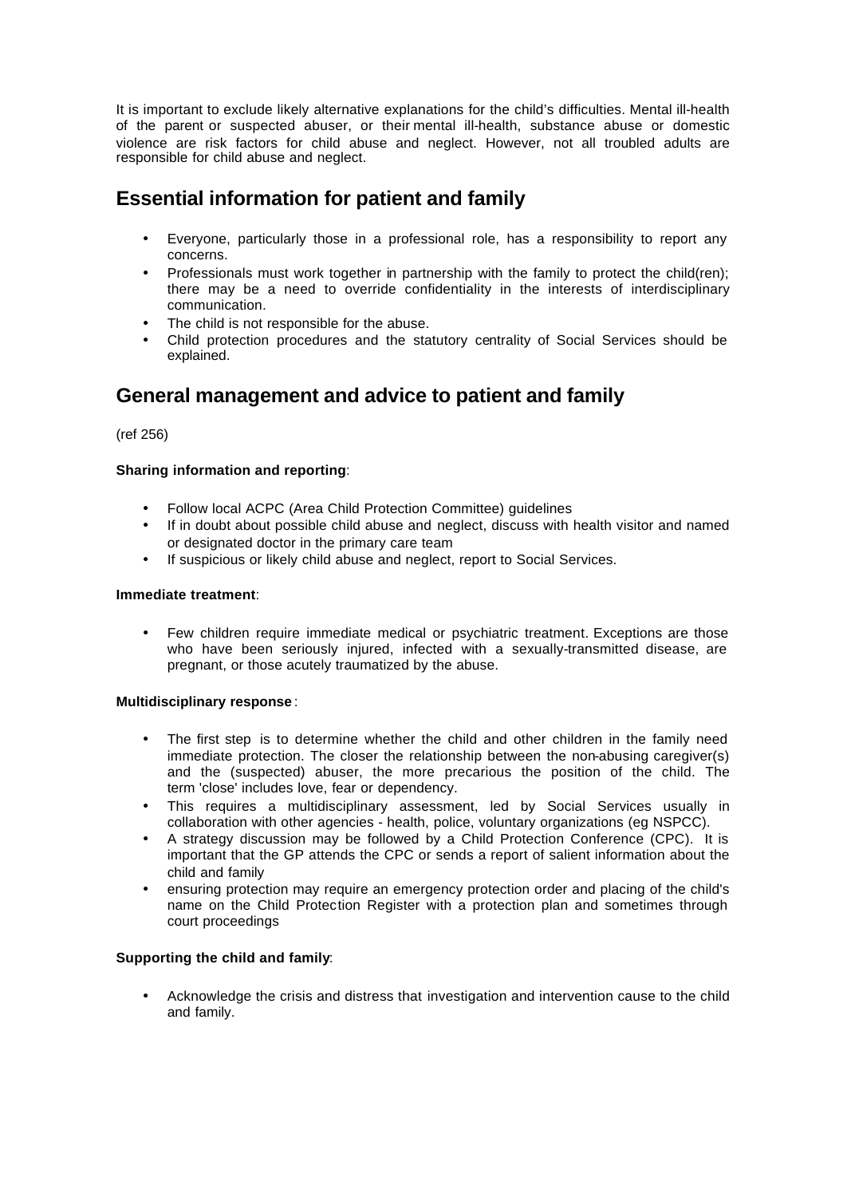It is important to exclude likely alternative explanations for the child's difficulties. Mental ill-health of the parent or suspected abuser, or their mental ill-health, substance abuse or domestic violence are risk factors for child abuse and neglect. However, not all troubled adults are responsible for child abuse and neglect.

## Essential information for patient and family

- Everyone, particularly those in a professional role, has a responsibility to report any concerns.
- Professionals must work together in partnership with the family to protect the child(ren); there may be a need to override confidentiality in the interests of interdisciplinary communication.
- The child is not responsible for the abuse.
- Child protection procedures and the statutory centrality of Social Services should be explained.

## General management and advice to patient and family

(ref 256)

**Sharing information and reporting**:

- Follow local ACPC (Area Child Protection Committee) guidelines
- If in doubt about possible child abuse and neglect, discuss with health visitor and named or designated doctor in the primary care team
- If suspicious or likely child abuse and neglect, report to Social Services.

**Immediate treatment**:

- Few children require immediate medical or psychiatric treatment. Exceptions are those who have been seriously injured, infected with a sexually-transmitted disease, are pregnant, or those acutely traumatized by the abuse.

**Multidisciplinary response** :

- The first step is to determine whether the child and other children in the family need immediate protection. The closer the relationship between the non-abusing caregiver(s) and the (suspected) abuser, the more precarious the position of the child. The term 'close' includes love, fear or dependency.
- This requires a multidisciplinary assessment, led by Social Services usually in collaboration with other agencies - health, police, voluntary organizations (eg NSPCC).
- A strategy discussion may be followed by a Child Protection Conference (CPC). It is important that the GP attends the CPC or sends a report of salient information about the child and family
- ensuring protection may require an emergency protection order and placing of the child's name on the Child Protection Register with a protection plan and sometimes through court proceedings

**Supporting the child and family**:

- Acknowledge the crisis and distress that investigation and intervention cause to the child and family.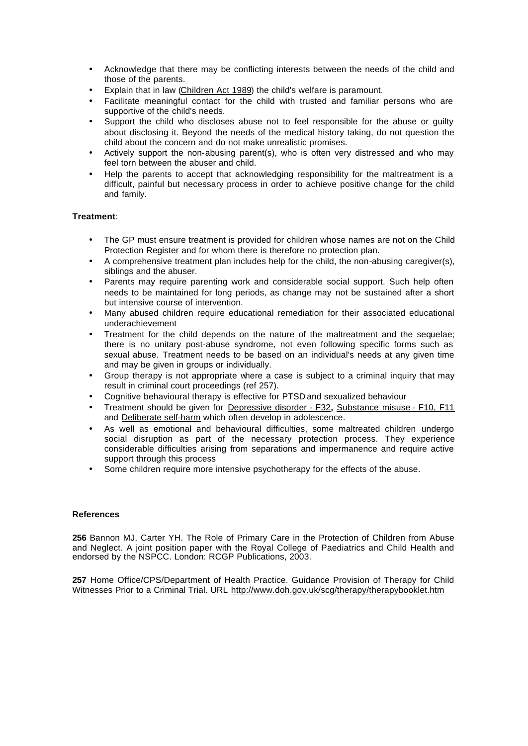- Acknowledge that there may be conflicting interests between the needs of the child and those of the parents.
- Explain that in law (Children Act 1989) the child's welfare is paramount.
- Facilitate meaningful contact for the child with trusted and familiar persons who are supportive of the child's needs.
- Support the child who discloses abuse not to feel responsible for the abuse or guilty about disclosing it. Beyond the needs of the medical history taking, do not question the child about the concern and do not make unrealistic promises.
- Actively support the non-abusing parent(s), who is often very distressed and who may feel torn between the abuser and child.
- Help the parents to accept that acknowledging responsibility for the maltreatment is a difficult, painful but necessary process in order to achieve positive change for the child and family.

**Treatment**:

- The GP must ensure treatment is provided for children whose names are not on the Child Protection Register and for whom there is therefore no protection plan.
- A comprehensive treatment plan includes help for the child, the non-abusing caregiver(s), siblings and the abuser.
- Parents may require parenting work and considerable social support. Such help often needs to be maintained for long periods, as change may not be sustained after a short but intensive course of intervention.
- Many abused children require educational remediation for their associated educational underachievement
- Treatment for the child depends on the nature of the maltreatment and the sequelae; there is no unitary post-abuse syndrome, not even following specific forms such as sexual abuse. Treatment needs to be based on an individual's needs at any given time and may be given in groups or individually.
- Group therapy is not appropriate where a case is subject to a criminal inquiry that may result in criminal court proceedings (ref 257).
- Cognitive behavioural therapy is effective for PTSD and sexualized behaviour
- Treatment should be given for Depressive disorder - F32**,** Substance misuse - F10, F11 and Deliberate self-harm which often develop in adolescence.
- As well as emotional and behavioural difficulties, some maltreated children undergo social disruption as part of the necessary protection process. They experience considerable difficulties arising from separations and impermanence and require active support through this process
- Some children require more intensive psychotherapy for the effects of the abuse.

**References**

**256** Bannon MJ, Carter YH. The Role of Primary Care in the Protection of Children from Abuse and Neglect. A joint position paper with the Royal College of Paediatrics and Child Health and endorsed by the NSPCC. London: RCGP Publications, 2003.

**257** Home Office/CPS/Department of Health Practice. Guidance Provision of Therapy for Child Witnesses Prior to a Criminal Trial. URL http://www.doh.gov.uk/scg/therapy/therapybooklet.htm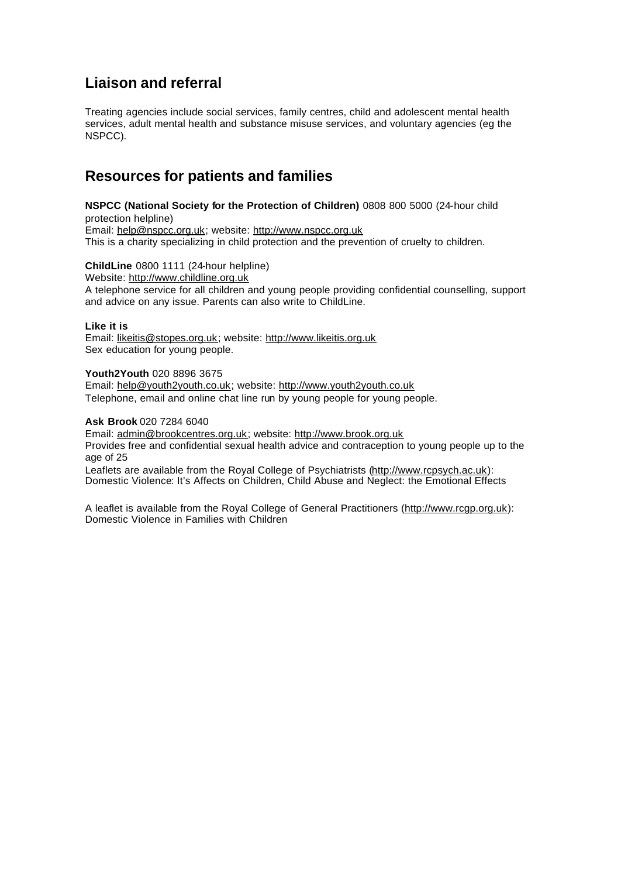## Liaison and referral

Treating agencies include social services, family centres, child and adolescent mental health services, adult mental health and substance misuse services, and voluntary agencies (eg the NSPCC).

## Resources for patients and families

**NSPCC (National Society for the Protection of Children)** 0808 800 5000 (24-hour child protection helpline)
Email: help@nspcc.org.uk; website: http://www.nspcc.org.uk
This is a charity specializing in child protection and the prevention of cruelty to children.

**ChildLine** 0800 1111 (24-hour helpline)
Website: http://www.childline.org.uk
A telephone service for all children and young people providing confidential counselling, support and advice on any issue. Parents can also write to ChildLine.

**Like it is**
Email: likeitis@stopes.org.uk; website: http://www.likeitis.org.uk
Sex education for young people.

**Youth2Youth** 020 8896 3675
Email: help@youth2youth.co.uk; website: http://www.youth2youth.co.uk
Telephone, email and online chat line run by young people for young people.

**Ask Brook** 020 7284 6040
Email: admin@brookcentres.org.uk; website: http://www.brook.org.uk
Provides free and confidential sexual health advice and contraception to young people up to the age of 25
Leaflets are available from the Royal College of Psychiatrists (http://www.rcpsych.ac.uk): Domestic Violence: It's Affects on Children, Child Abuse and Neglect: the Emotional Effects

A leaflet is available from the Royal College of General Practitioners (http://www.rcgp.org.uk): Domestic Violence in Families with Children